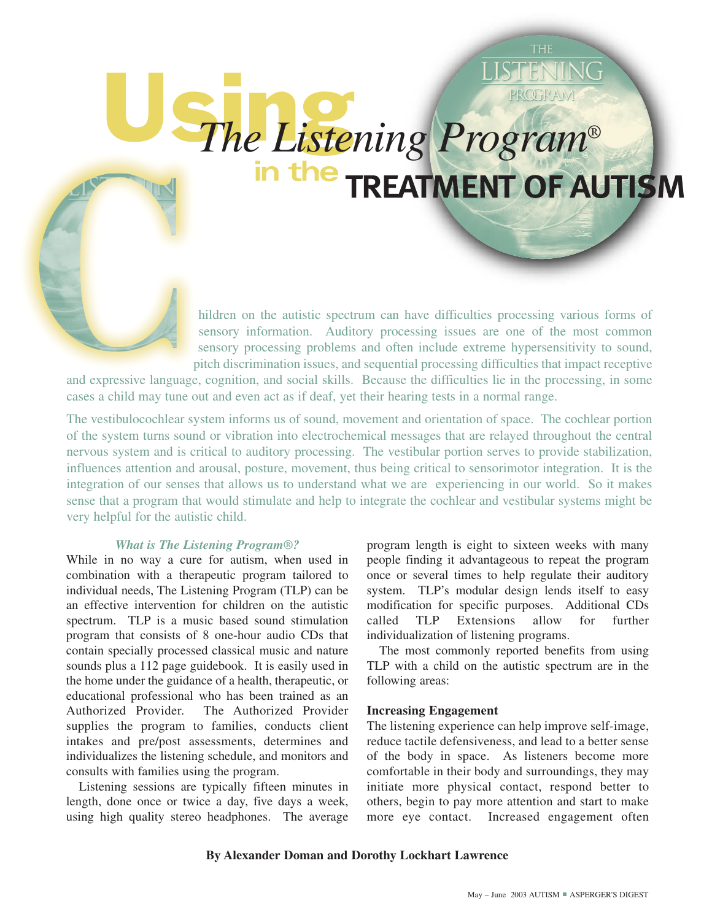# Using *The Listening Program*® in the TREATMENT OF AUTISM

Children on the autistic spectrum can have difficulties processing various forms of sensory information. Auditory processing issues are one of the most common sensory processing problems and often include extreme hypersensitivity to sound, pitch discrimination issues, and sequential processing difficulties that impact receptive and expressive language, cognition, and social skills. Because the difficulties lie in the processing, in some cases a child may tune out and even act as if deaf, yet their hearing tests in a normal range.

The vestibulocochlear system informs us of sound, movement and orientation of space. The cochlear portion of the system turns sound or vibration into electrochemical messages that are relayed throughout the central nervous system and is critical to auditory processing. The vestibular portion serves to provide stabilization, influences attention and arousal, posture, movement, thus being critical to sensorimotor integration. It is the integration of our senses that allows us to understand what we are experiencing in our world. So it makes sense that a program that would stimulate and help to integrate the cochlear and vestibular systems might be very helpful for the autistic child.

### *What is The Listening Program®?*

While in no way a cure for autism, when used in combination with a therapeutic program tailored to individual needs, The Listening Program (TLP) can be an effective intervention for children on the autistic spectrum. TLP is a music based sound stimulation program that consists of 8 one-hour audio CDs that contain specially processed classical music and nature sounds plus a 112 page guidebook. It is easily used in the home under the guidance of a health, therapeutic, or educational professional who has been trained as an Authorized Provider. The Authorized Provider supplies the program to families, conducts client intakes and pre/post assessments, determines and individualizes the listening schedule, and monitors and consults with families using the program.

Listening sessions are typically fifteen minutes in length, done once or twice a day, five days a week, using high quality stereo headphones. The average program length is eight to sixteen weeks with many people finding it advantageous to repeat the program once or several times to help regulate their auditory system. TLP's modular design lends itself to easy modification for specific purposes. Additional CDs called TLP Extensions allow for further individualization of listening programs.

The most commonly reported benefits from using TLP with a child on the autistic spectrum are in the following areas:

**Increasing Engagement**

The listening experience can help improve self-image, reduce tactile defensiveness, and lead to a better sense of the body in space. As listeners become more comfortable in their body and surroundings, they may initiate more physical contact, respond better to others, begin to pay more attention and start to make more eye contact. Increased engagement often

**By Alexander Doman and Dorothy Lockhart Lawrence**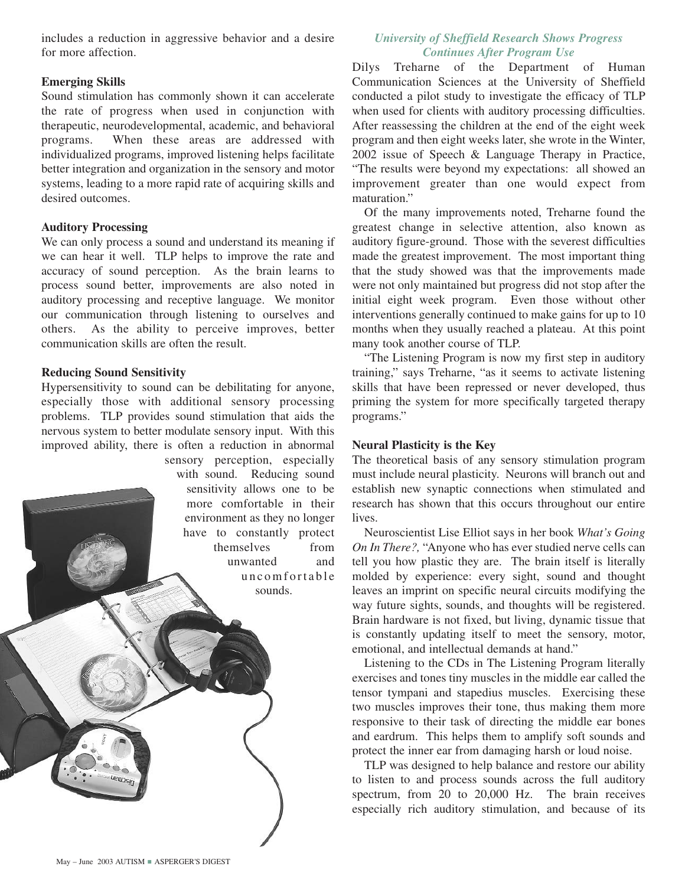includes a reduction in aggressive behavior and a desire for more affection.

**Emerging Skills**

Sound stimulation has commonly shown it can accelerate the rate of progress when used in conjunction with therapeutic, neurodevelopmental, academic, and behavioral programs. When these areas are addressed with individualized programs, improved listening helps facilitate better integration and organization in the sensory and motor systems, leading to a more rapid rate of acquiring skills and desired outcomes.

**Auditory Processing**

We can only process a sound and understand its meaning if we can hear it well. TLP helps to improve the rate and accuracy of sound perception. As the brain learns to process sound better, improvements are also noted in auditory processing and receptive language. We monitor our communication through listening to ourselves and others. As the ability to perceive improves, better communication skills are often the result.

**Reducing Sound Sensitivity**

Hypersensitivity to sound can be debilitating for anyone, especially those with additional sensory processing problems. TLP provides sound stimulation that aids the nervous system to better modulate sensory input. With this improved ability, there is often a reduction in abnormal sensory perception, especially with sound. Reducing sound sensitivity allows one to be more comfortable in their environment as they no longer have to constantly protect themselves from unwanted and uncomfortable sounds.

***University of Sheffield Research Shows Progress Continues After Program Use***

Dilys Treharne of the Department of Human Communication Sciences at the University of Sheffield conducted a pilot study to investigate the efficacy of TLP when used for clients with auditory processing difficulties. After reassessing the children at the end of the eight week program and then eight weeks later, she wrote in the Winter, 2002 issue of Speech & Language Therapy in Practice, "The results were beyond my expectations: all showed an improvement greater than one would expect from maturation."

Of the many improvements noted, Treharne found the greatest change in selective attention, also known as auditory figure-ground. Those with the severest difficulties made the greatest improvement. The most important thing that the study showed was that the improvements made were not only maintained but progress did not stop after the initial eight week program. Even those without other interventions generally continued to make gains for up to 10 months when they usually reached a plateau. At this point many took another course of TLP.

"The Listening Program is now my first step in auditory training," says Treharne, "as it seems to activate listening skills that have been repressed or never developed, thus priming the system for more specifically targeted therapy programs."

**Neural Plasticity is the Key**

The theoretical basis of any sensory stimulation program must include neural plasticity. Neurons will branch out and establish new synaptic connections when stimulated and research has shown that this occurs throughout our entire lives.

Neuroscientist Lise Elliot says in her book *What's Going On In There?,* "Anyone who has ever studied nerve cells can tell you how plastic they are. The brain itself is literally molded by experience: every sight, sound and thought leaves an imprint on specific neural circuits modifying the way future sights, sounds, and thoughts will be registered. Brain hardware is not fixed, but living, dynamic tissue that is constantly updating itself to meet the sensory, motor, emotional, and intellectual demands at hand."

Listening to the CDs in The Listening Program literally exercises and tones tiny muscles in the middle ear called the tensor tympani and stapedius muscles. Exercising these two muscles improves their tone, thus making them more responsive to their task of directing the middle ear bones and eardrum. This helps them to amplify soft sounds and protect the inner ear from damaging harsh or loud noise.

TLP was designed to help balance and restore our ability to listen to and process sounds across the full auditory spectrum, from 20 to 20,000 Hz. The brain receives especially rich auditory stimulation, and because of its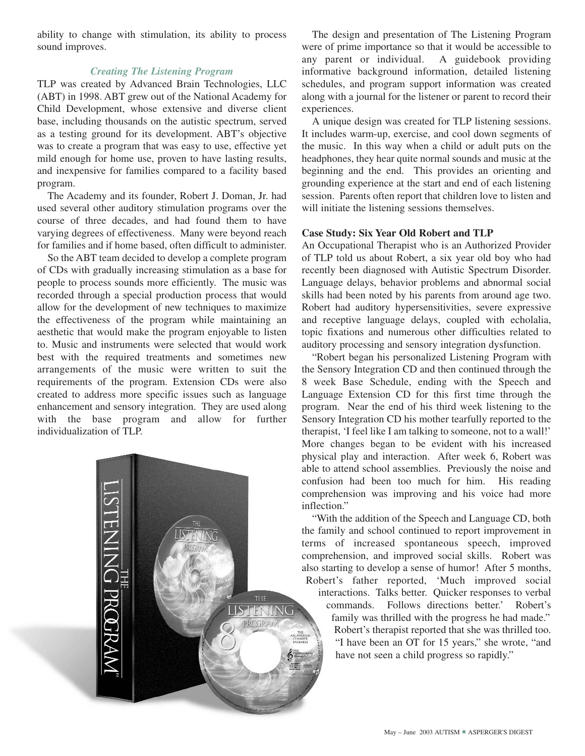ability to change with stimulation, its ability to process sound improves.

### *Creating The Listening Program*

TLP was created by Advanced Brain Technologies, LLC (ABT) in 1998. ABT grew out of the National Academy for Child Development, whose extensive and diverse client base, including thousands on the autistic spectrum, served as a testing ground for its development. ABT's objective was to create a program that was easy to use, effective yet mild enough for home use, proven to have lasting results, and inexpensive for families compared to a facility based program.

The Academy and its founder, Robert J. Doman, Jr. had used several other auditory stimulation programs over the course of three decades, and had found them to have varying degrees of effectiveness. Many were beyond reach for families and if home based, often difficult to administer.

So the ABT team decided to develop a complete program of CDs with gradually increasing stimulation as a base for people to process sounds more efficiently. The music was recorded through a special production process that would allow for the development of new techniques to maximize the effectiveness of the program while maintaining an aesthetic that would make the program enjoyable to listen to. Music and instruments were selected that would work best with the required treatments and sometimes new arrangements of the music were written to suit the requirements of the program. Extension CDs were also created to address more specific issues such as language enhancement and sensory integration. They are used along with the base program and allow for further individualization of TLP.

The design and presentation of The Listening Program were of prime importance so that it would be accessible to any parent or individual. A guidebook providing informative background information, detailed listening schedules, and program support information was created along with a journal for the listener or parent to record their experiences.

A unique design was created for TLP listening sessions. It includes warm-up, exercise, and cool down segments of the music. In this way when a child or adult puts on the headphones, they hear quite normal sounds and music at the beginning and the end. This provides an orienting and grounding experience at the start and end of each listening session. Parents often report that children love to listen and will initiate the listening sessions themselves.

**Case Study: Six Year Old Robert and TLP**

An Occupational Therapist who is an Authorized Provider of TLP told us about Robert, a six year old boy who had recently been diagnosed with Autistic Spectrum Disorder. Language delays, behavior problems and abnormal social skills had been noted by his parents from around age two. Robert had auditory hypersensitivities, severe expressive and receptive language delays, coupled with echolalia, topic fixations and numerous other difficulties related to auditory processing and sensory integration dysfunction.

"Robert began his personalized Listening Program with the Sensory Integration CD and then continued through the 8 week Base Schedule, ending with the Speech and Language Extension CD for this first time through the program. Near the end of his third week listening to the Sensory Integration CD his mother tearfully reported to the therapist, 'I feel like I am talking to someone, not to a wall!' More changes began to be evident with his increased physical play and interaction. After week 6, Robert was able to attend school assemblies. Previously the noise and confusion had been too much for him. His reading comprehension was improving and his voice had more inflection."

"With the addition of the Speech and Language CD, both the family and school continued to report improvement in terms of increased spontaneous speech, improved comprehension, and improved social skills. Robert was also starting to develop a sense of humor! After 5 months, Robert's father reported, 'Much improved social interactions. Talks better. Quicker responses to verbal commands. Follows directions better.' Robert's family was thrilled with the progress he had made." Robert's therapist reported that she was thrilled too. "I have been an OT for 15 years," she wrote, "and have not seen a child progress so rapidly."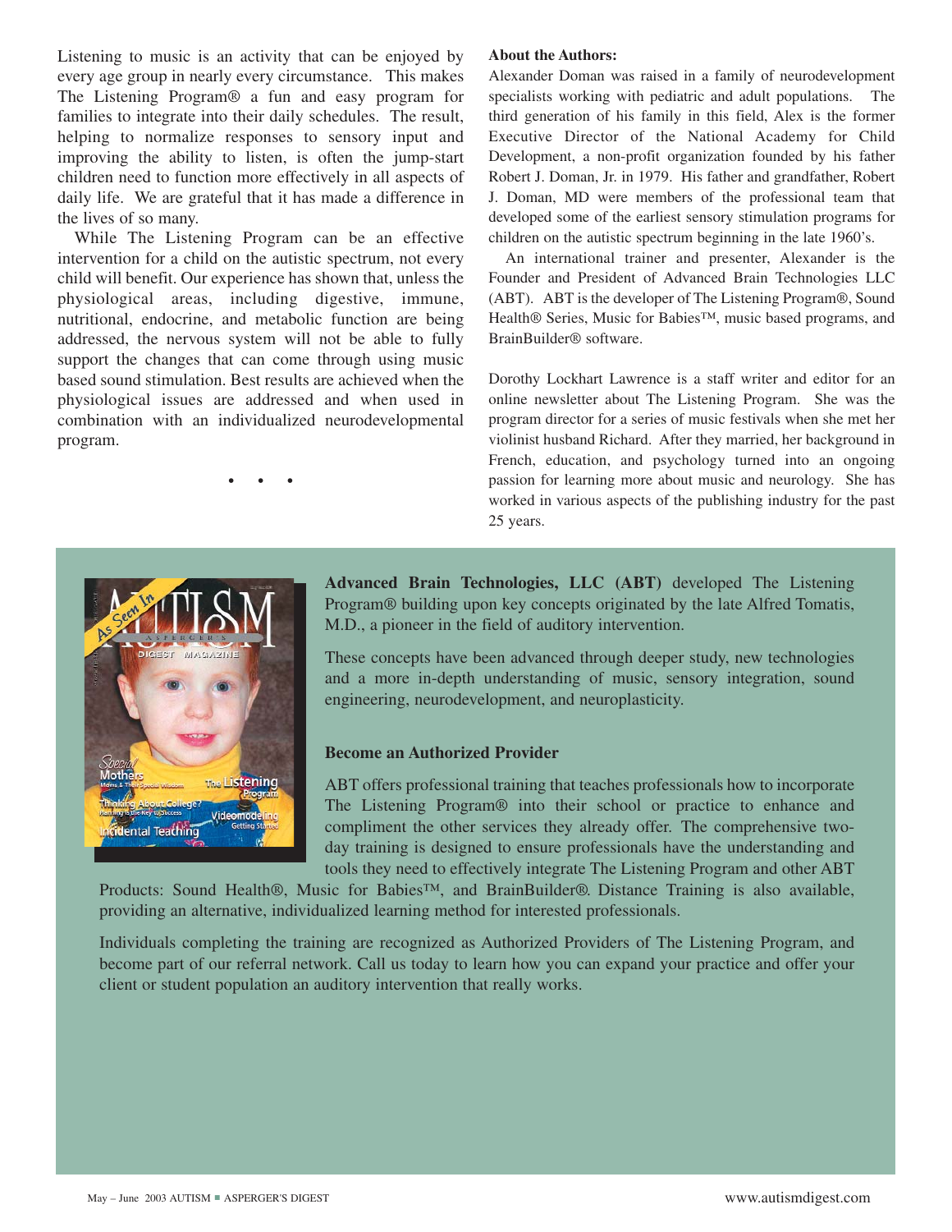Listening to music is an activity that can be enjoyed by every age group in nearly every circumstance. This makes The Listening Program® a fun and easy program for families to integrate into their daily schedules. The result, helping to normalize responses to sensory input and improving the ability to listen, is often the jump-start children need to function more effectively in all aspects of daily life. We are grateful that it has made a difference in the lives of so many.

While The Listening Program can be an effective intervention for a child on the autistic spectrum, not every child will benefit. Our experience has shown that, unless the physiological areas, including digestive, immune, nutritional, endocrine, and metabolic function are being addressed, the nervous system will not be able to fully support the changes that can come through using music based sound stimulation. Best results are achieved when the physiological issues are addressed and when used in combination with an individualized neurodevelopmental program.

• • •

**About the Authors:**

Alexander Doman was raised in a family of neurodevelopment specialists working with pediatric and adult populations. The third generation of his family in this field, Alex is the former Executive Director of the National Academy for Child Development, a non-profit organization founded by his father Robert J. Doman, Jr. in 1979. His father and grandfather, Robert J. Doman, MD were members of the professional team that developed some of the earliest sensory stimulation programs for children on the autistic spectrum beginning in the late 1960's.

An international trainer and presenter, Alexander is the Founder and President of Advanced Brain Technologies LLC (ABT). ABT is the developer of The Listening Program®, Sound Health® Series, Music for Babies™, music based programs, and BrainBuilder® software.

Dorothy Lockhart Lawrence is a staff writer and editor for an online newsletter about The Listening Program. She was the program director for a series of music festivals when she met her violinist husband Richard. After they married, her background in French, education, and psychology turned into an ongoing passion for learning more about music and neurology. She has worked in various aspects of the publishing industry for the past 25 years.

**Advanced Brain Technologies, LLC (ABT)** developed The Listening Program® building upon key concepts originated by the late Alfred Tomatis, M.D., a pioneer in the field of auditory intervention.

These concepts have been advanced through deeper study, new technologies and a more in-depth understanding of music, sensory integration, sound engineering, neurodevelopment, and neuroplasticity.

**Become an Authorized Provider**

ABT offers professional training that teaches professionals how to incorporate The Listening Program® into their school or practice to enhance and compliment the other services they already offer. The comprehensive two-day training is designed to ensure professionals have the understanding and tools they need to effectively integrate The Listening Program and other ABT Products: Sound Health®, Music for Babies™, and BrainBuilder®. Distance Training is also available, providing an alternative, individualized learning method for interested professionals.

Individuals completing the training are recognized as Authorized Providers of The Listening Program, and become part of our referral network. Call us today to learn how you can expand your practice and offer your client or student population an auditory intervention that really works.